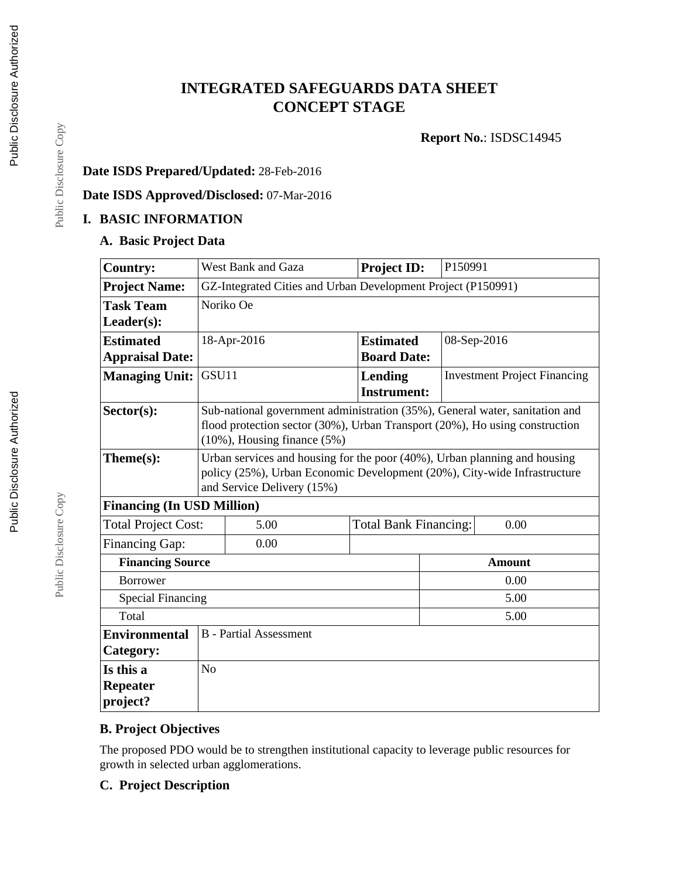# INTEGRATED SAFEGUARDS DATA SHEET
# CONCEPT STAGE

**Report No.**: ISDSC14945

**Date ISDS Prepared/Updated:** 28-Feb-2016

**Date ISDS Approved/Disclosed:** 07-Mar-2016

## I. BASIC INFORMATION

### A. Basic Project Data

| | | | |
|---|---|---|---|
| **Country:** | West Bank and Gaza | **Project ID:** | P150991 |
| **Project Name:** | GZ-Integrated Cities and Urban Development Project (P150991) | | |
| **Task Team Leader(s):** | Noriko Oe | | |
| **Estimated Appraisal Date:** | 18-Apr-2016 | **Estimated Board Date:** | 08-Sep-2016 |
| **Managing Unit:** | GSU11 | **Lending Instrument:** | Investment Project Financing |
| **Sector(s):** | Sub-national government administration (35%), General water, sanitation and flood protection sector (30%), Urban Transport (20%), Ho using construction (10%), Housing finance (5%) | | |
| **Theme(s):** | Urban services and housing for the poor (40%), Urban planning and housing policy (25%), Urban Economic Development (20%), City-wide Infrastructure and Service Delivery (15%) | | |
| **Financing (In USD Million)** | | | |
| Total Project Cost: | 5.00 | Total Bank Financing: | 0.00 |
| Financing Gap: | 0.00 | | |

| **Financing Source** | **Amount** |
|---|---|
| Borrower | 0.00 |
| Special Financing | 5.00 |
| Total | 5.00 |

| | |
|---|---|
| **Environmental Category:** | B - Partial Assessment |
| **Is this a Repeater project?** | No |

### B. Project Objectives

The proposed PDO would be to strengthen institutional capacity to leverage public resources for growth in selected urban agglomerations.

### C. Project Description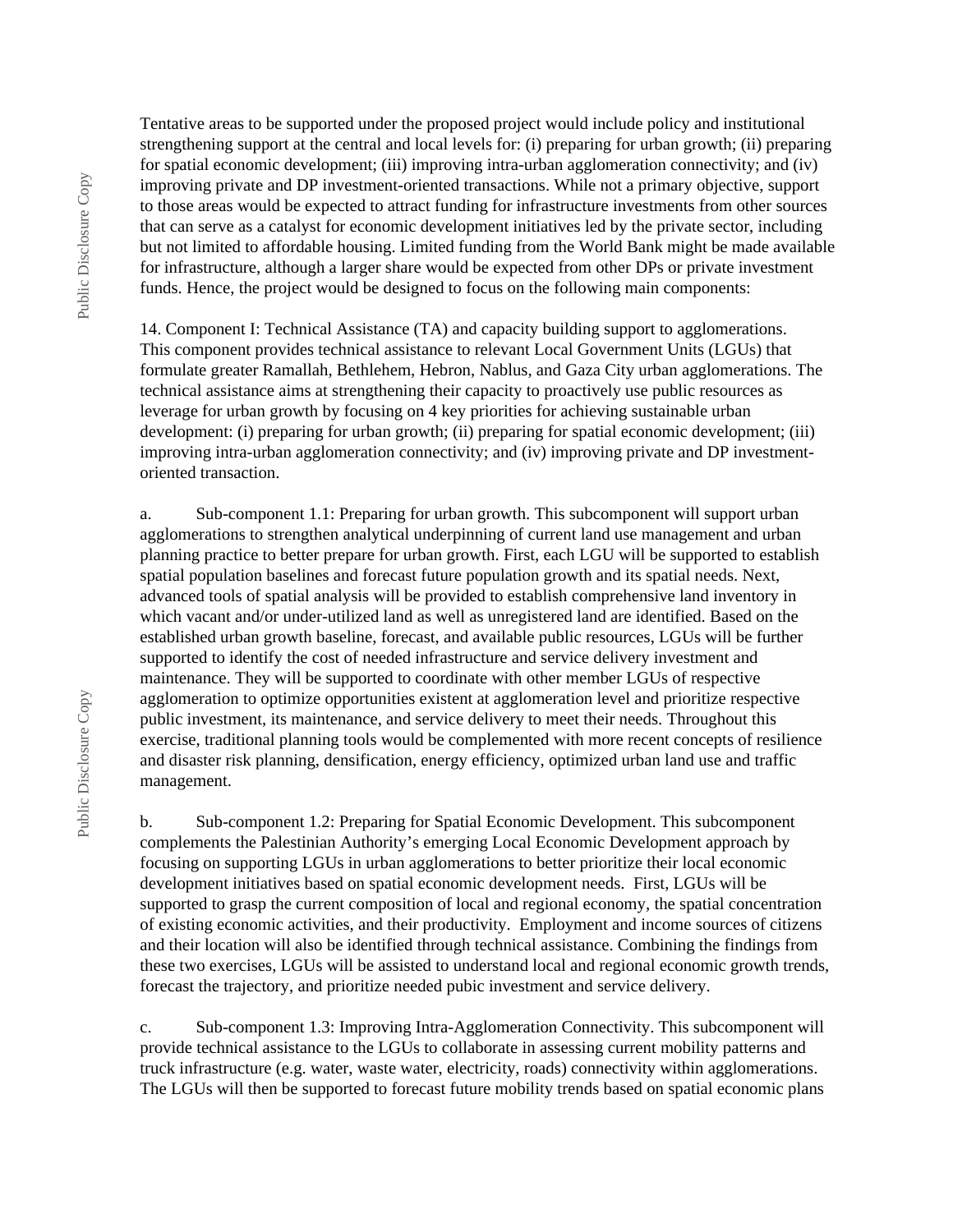Tentative areas to be supported under the proposed project would include policy and institutional strengthening support at the central and local levels for: (i) preparing for urban growth; (ii) preparing for spatial economic development; (iii) improving intra-urban agglomeration connectivity; and (iv) improving private and DP investment-oriented transactions. While not a primary objective, support to those areas would be expected to attract funding for infrastructure investments from other sources that can serve as a catalyst for economic development initiatives led by the private sector, including but not limited to affordable housing. Limited funding from the World Bank might be made available for infrastructure, although a larger share would be expected from other DPs or private investment funds. Hence, the project would be designed to focus on the following main components:

14. Component I: Technical Assistance (TA) and capacity building support to agglomerations. This component provides technical assistance to relevant Local Government Units (LGUs) that formulate greater Ramallah, Bethlehem, Hebron, Nablus, and Gaza City urban agglomerations. The technical assistance aims at strengthening their capacity to proactively use public resources as leverage for urban growth by focusing on 4 key priorities for achieving sustainable urban development: (i) preparing for urban growth; (ii) preparing for spatial economic development; (iii) improving intra-urban agglomeration connectivity; and (iv) improving private and DP investment-oriented transaction.

a. Sub-component 1.1: Preparing for urban growth. This subcomponent will support urban agglomerations to strengthen analytical underpinning of current land use management and urban planning practice to better prepare for urban growth. First, each LGU will be supported to establish spatial population baselines and forecast future population growth and its spatial needs. Next, advanced tools of spatial analysis will be provided to establish comprehensive land inventory in which vacant and/or under-utilized land as well as unregistered land are identified. Based on the established urban growth baseline, forecast, and available public resources, LGUs will be further supported to identify the cost of needed infrastructure and service delivery investment and maintenance. They will be supported to coordinate with other member LGUs of respective agglomeration to optimize opportunities existent at agglomeration level and prioritize respective public investment, its maintenance, and service delivery to meet their needs. Throughout this exercise, traditional planning tools would be complemented with more recent concepts of resilience and disaster risk planning, densification, energy efficiency, optimized urban land use and traffic management.

b. Sub-component 1.2: Preparing for Spatial Economic Development. This subcomponent complements the Palestinian Authority's emerging Local Economic Development approach by focusing on supporting LGUs in urban agglomerations to better prioritize their local economic development initiatives based on spatial economic development needs. First, LGUs will be supported to grasp the current composition of local and regional economy, the spatial concentration of existing economic activities, and their productivity. Employment and income sources of citizens and their location will also be identified through technical assistance. Combining the findings from these two exercises, LGUs will be assisted to understand local and regional economic growth trends, forecast the trajectory, and prioritize needed pubic investment and service delivery.

c. Sub-component 1.3: Improving Intra-Agglomeration Connectivity. This subcomponent will provide technical assistance to the LGUs to collaborate in assessing current mobility patterns and truck infrastructure (e.g. water, waste water, electricity, roads) connectivity within agglomerations. The LGUs will then be supported to forecast future mobility trends based on spatial economic plans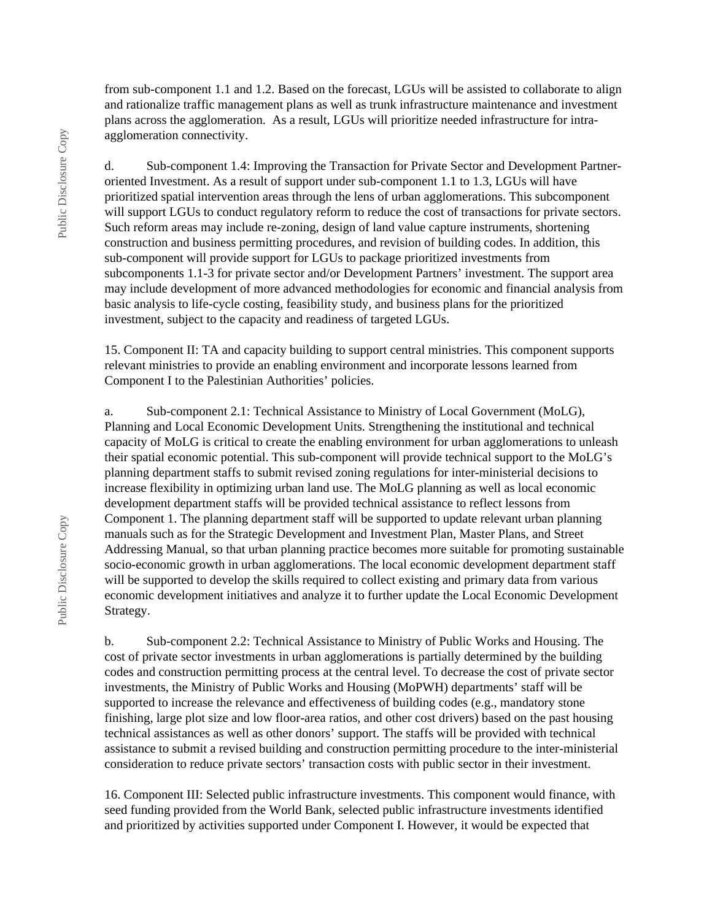from sub-component 1.1 and 1.2. Based on the forecast, LGUs will be assisted to collaborate to align and rationalize traffic management plans as well as trunk infrastructure maintenance and investment plans across the agglomeration. As a result, LGUs will prioritize needed infrastructure for intra-agglomeration connectivity.

d. Sub-component 1.4: Improving the Transaction for Private Sector and Development Partner-oriented Investment. As a result of support under sub-component 1.1 to 1.3, LGUs will have prioritized spatial intervention areas through the lens of urban agglomerations. This subcomponent will support LGUs to conduct regulatory reform to reduce the cost of transactions for private sectors. Such reform areas may include re-zoning, design of land value capture instruments, shortening construction and business permitting procedures, and revision of building codes. In addition, this sub-component will provide support for LGUs to package prioritized investments from subcomponents 1.1-3 for private sector and/or Development Partners' investment. The support area may include development of more advanced methodologies for economic and financial analysis from basic analysis to life-cycle costing, feasibility study, and business plans for the prioritized investment, subject to the capacity and readiness of targeted LGUs.

15. Component II: TA and capacity building to support central ministries. This component supports relevant ministries to provide an enabling environment and incorporate lessons learned from Component I to the Palestinian Authorities' policies.

a. Sub-component 2.1: Technical Assistance to Ministry of Local Government (MoLG), Planning and Local Economic Development Units. Strengthening the institutional and technical capacity of MoLG is critical to create the enabling environment for urban agglomerations to unleash their spatial economic potential. This sub-component will provide technical support to the MoLG's planning department staffs to submit revised zoning regulations for inter-ministerial decisions to increase flexibility in optimizing urban land use. The MoLG planning as well as local economic development department staffs will be provided technical assistance to reflect lessons from Component 1. The planning department staff will be supported to update relevant urban planning manuals such as for the Strategic Development and Investment Plan, Master Plans, and Street Addressing Manual, so that urban planning practice becomes more suitable for promoting sustainable socio-economic growth in urban agglomerations. The local economic development department staff will be supported to develop the skills required to collect existing and primary data from various economic development initiatives and analyze it to further update the Local Economic Development Strategy.

b. Sub-component 2.2: Technical Assistance to Ministry of Public Works and Housing. The cost of private sector investments in urban agglomerations is partially determined by the building codes and construction permitting process at the central level. To decrease the cost of private sector investments, the Ministry of Public Works and Housing (MoPWH) departments' staff will be supported to increase the relevance and effectiveness of building codes (e.g., mandatory stone finishing, large plot size and low floor-area ratios, and other cost drivers) based on the past housing technical assistances as well as other donors' support. The staffs will be provided with technical assistance to submit a revised building and construction permitting procedure to the inter-ministerial consideration to reduce private sectors' transaction costs with public sector in their investment.

16. Component III: Selected public infrastructure investments. This component would finance, with seed funding provided from the World Bank, selected public infrastructure investments identified and prioritized by activities supported under Component I. However, it would be expected that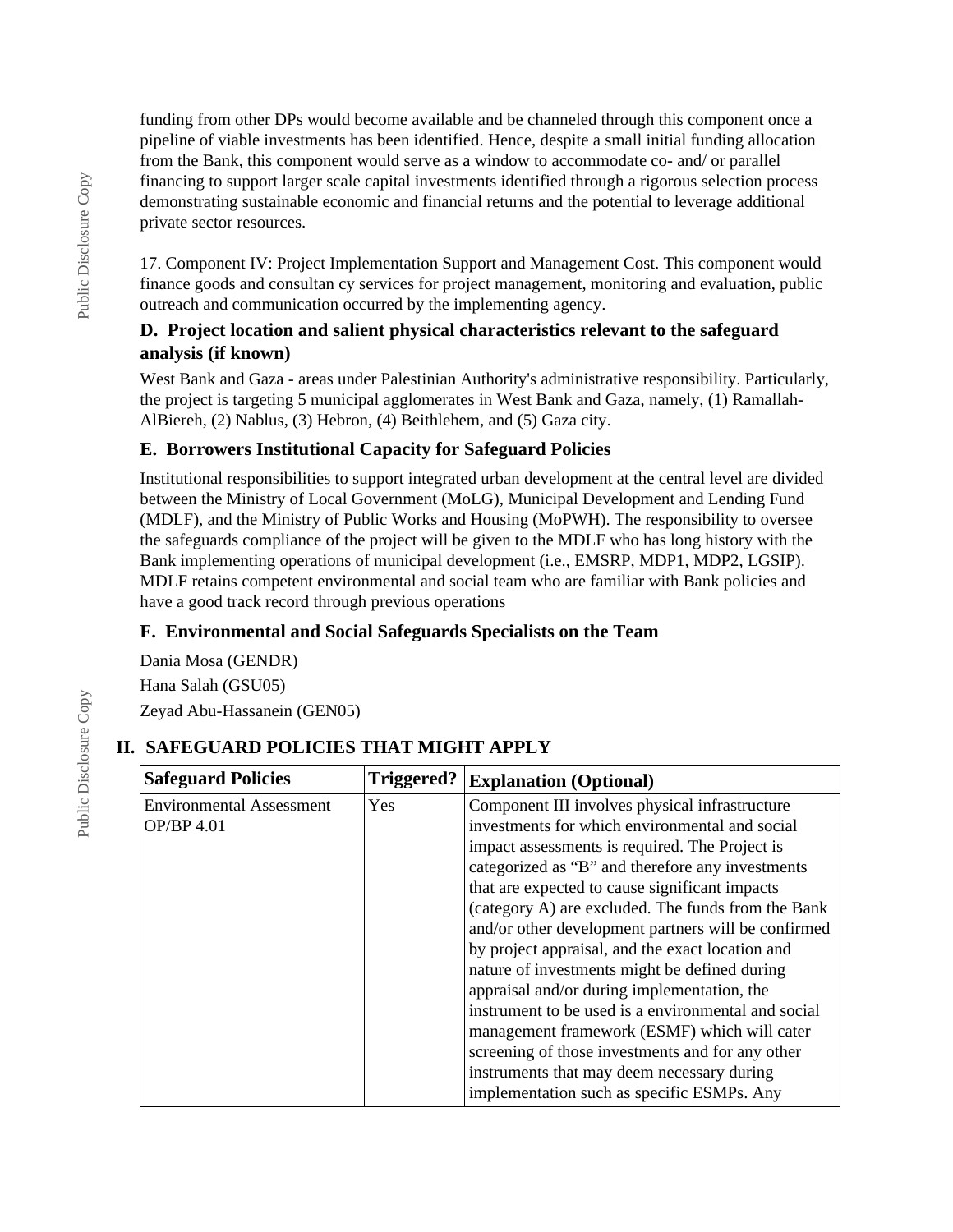funding from other DPs would become available and be channeled through this component once a pipeline of viable investments has been identified. Hence, despite a small initial funding allocation from the Bank, this component would serve as a window to accommodate co- and/ or parallel financing to support larger scale capital investments identified through a rigorous selection process demonstrating sustainable economic and financial returns and the potential to leverage additional private sector resources.

17. Component IV: Project Implementation Support and Management Cost. This component would finance goods and consultan cy services for project management, monitoring and evaluation, public outreach and communication occurred by the implementing agency.

### D. Project location and salient physical characteristics relevant to the safeguard analysis (if known)

West Bank and Gaza - areas under Palestinian Authority's administrative responsibility. Particularly, the project is targeting 5 municipal agglomerates in West Bank and Gaza, namely, (1) Ramallah-AlBiereh, (2) Nablus, (3) Hebron, (4) Beithlehem, and (5) Gaza city.

### E. Borrowers Institutional Capacity for Safeguard Policies

Institutional responsibilities to support integrated urban development at the central level are divided between the Ministry of Local Government (MoLG), Municipal Development and Lending Fund (MDLF), and the Ministry of Public Works and Housing (MoPWH). The responsibility to oversee the safeguards compliance of the project will be given to the MDLF who has long history with the Bank implementing operations of municipal development (i.e., EMSRP, MDP1, MDP2, LGSIP). MDLF retains competent environmental and social team who are familiar with Bank policies and have a good track record through previous operations

### F. Environmental and Social Safeguards Specialists on the Team

Dania Mosa (GENDR)

Hana Salah (GSU05)

Zeyad Abu-Hassanein (GEN05)

## II. SAFEGUARD POLICIES THAT MIGHT APPLY

| Safeguard Policies | Triggered? | Explanation (Optional) |
|---|---|---|
| Environmental Assessment OP/BP 4.01 | Yes | Component III involves physical infrastructure investments for which environmental and social impact assessments is required. The Project is categorized as "B" and therefore any investments that are expected to cause significant impacts (category A) are excluded. The funds from the Bank and/or other development partners will be confirmed by project appraisal, and the exact location and nature of investments might be defined during appraisal and/or during implementation, the instrument to be used is a environmental and social management framework (ESMF) which will cater screening of those investments and for any other instruments that may deem necessary during implementation such as specific ESMPs. Any |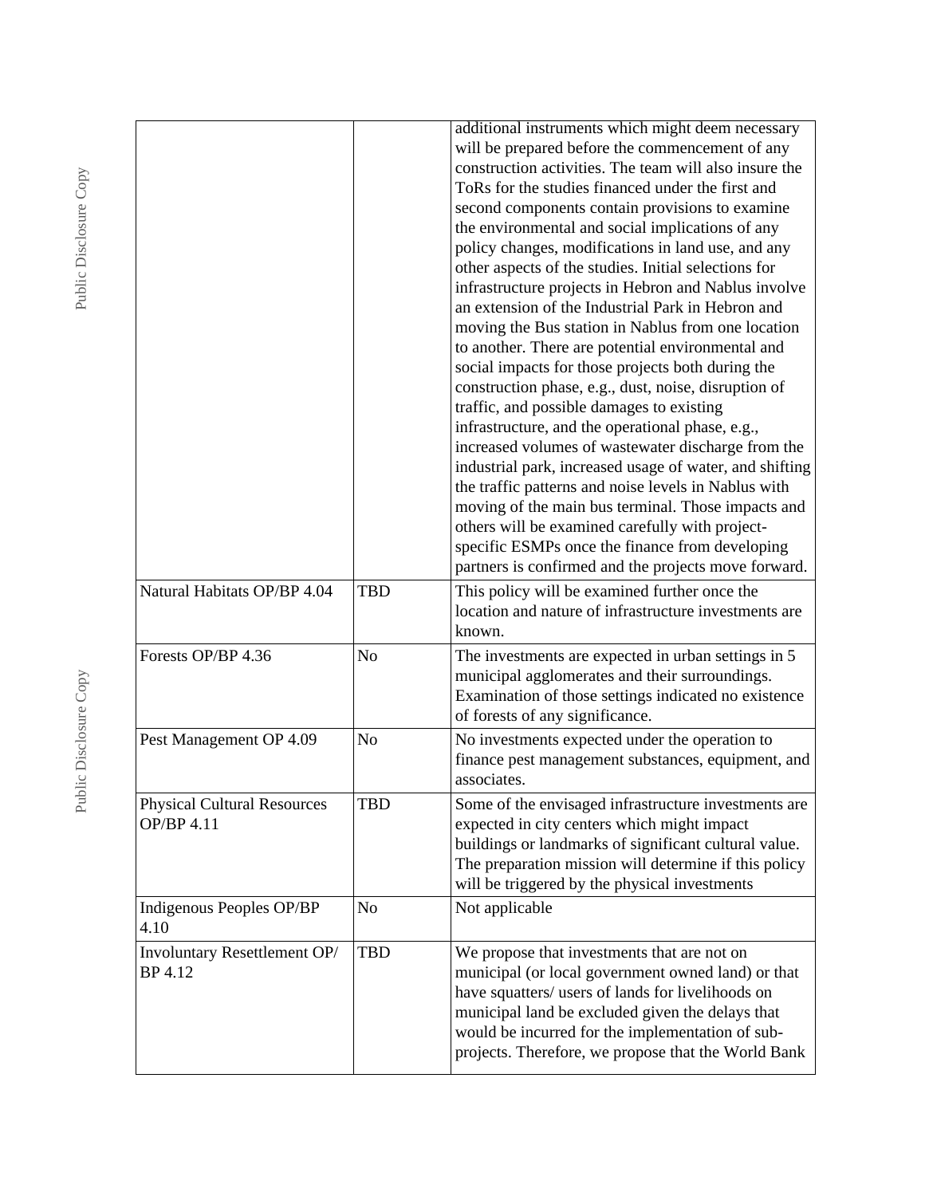| | | |
|---|---|---|
| | | additional instruments which might deem necessary will be prepared before the commencement of any construction activities. The team will also insure the ToRs for the studies financed under the first and second components contain provisions to examine the environmental and social implications of any policy changes, modifications in land use, and any other aspects of the studies. Initial selections for infrastructure projects in Hebron and Nablus involve an extension of the Industrial Park in Hebron and moving the Bus station in Nablus from one location to another. There are potential environmental and social impacts for those projects both during the construction phase, e.g., dust, noise, disruption of traffic, and possible damages to existing infrastructure, and the operational phase, e.g., increased volumes of wastewater discharge from the industrial park, increased usage of water, and shifting the traffic patterns and noise levels in Nablus with moving of the main bus terminal. Those impacts and others will be examined carefully with project-specific ESMPs once the finance from developing partners is confirmed and the projects move forward. |
| Natural Habitats OP/BP 4.04 | TBD | This policy will be examined further once the location and nature of infrastructure investments are known. |
| Forests OP/BP 4.36 | No | The investments are expected in urban settings in 5 municipal agglomerates and their surroundings. Examination of those settings indicated no existence of forests of any significance. |
| Pest Management OP 4.09 | No | No investments expected under the operation to finance pest management substances, equipment, and associates. |
| Physical Cultural Resources OP/BP 4.11 | TBD | Some of the envisaged infrastructure investments are expected in city centers which might impact buildings or landmarks of significant cultural value. The preparation mission will determine if this policy will be triggered by the physical investments |
| Indigenous Peoples OP/BP 4.10 | No | Not applicable |
| Involuntary Resettlement OP/ BP 4.12 | TBD | We propose that investments that are not on municipal (or local government owned land) or that have squatters/ users of lands for livelihoods on municipal land be excluded given the delays that would be incurred for the implementation of sub-projects. Therefore, we propose that the World Bank |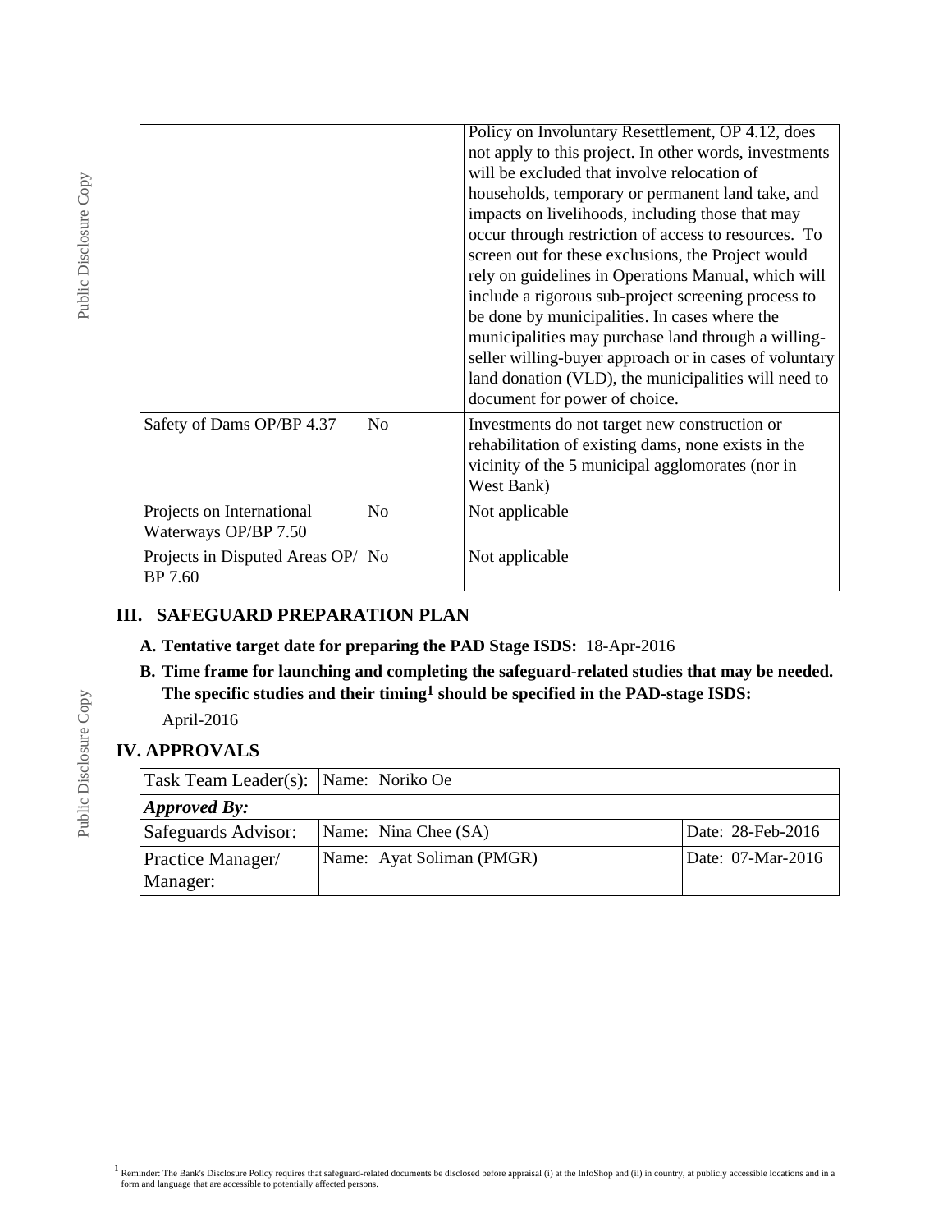| | | |
|---|---|---|
| | | Policy on Involuntary Resettlement, OP 4.12, does not apply to this project. In other words, investments will be excluded that involve relocation of households, temporary or permanent land take, and impacts on livelihoods, including those that may occur through restriction of access to resources. To screen out for these exclusions, the Project would rely on guidelines in Operations Manual, which will include a rigorous sub-project screening process to be done by municipalities. In cases where the municipalities may purchase land through a willing-seller willing-buyer approach or in cases of voluntary land donation (VLD), the municipalities will need to document for power of choice. |
| Safety of Dams OP/BP 4.37 | No | Investments do not target new construction or rehabilitation of existing dams, none exists in the vicinity of the 5 municipal agglomorates (nor in West Bank) |
| Projects on International Waterways OP/BP 7.50 | No | Not applicable |
| Projects in Disputed Areas OP/ BP 7.60 | No | Not applicable |

## III. SAFEGUARD PREPARATION PLAN

**A. Tentative target date for preparing the PAD Stage ISDS:** 18-Apr-2016

**B. Time frame for launching and completing the safeguard-related studies that may be needed. The specific studies and their timing[1] should be specified in the PAD-stage ISDS:**

April-2016

## IV. APPROVALS

| Task Team Leader(s): | Name: Noriko Oe | |
|---|---|---|
| ***Approved By:*** | | |
| Safeguards Advisor: | Name: Nina Chee (SA) | Date: 28-Feb-2016 |
| Practice Manager/ Manager: | Name: Ayat Soliman (PMGR) | Date: 07-Mar-2016 |

[1] Reminder: The Bank's Disclosure Policy requires that safeguard-related documents be disclosed before appraisal (i) at the InfoShop and (ii) in country, at publicly accessible locations and in a form and language that are accessible to potentially affected persons.